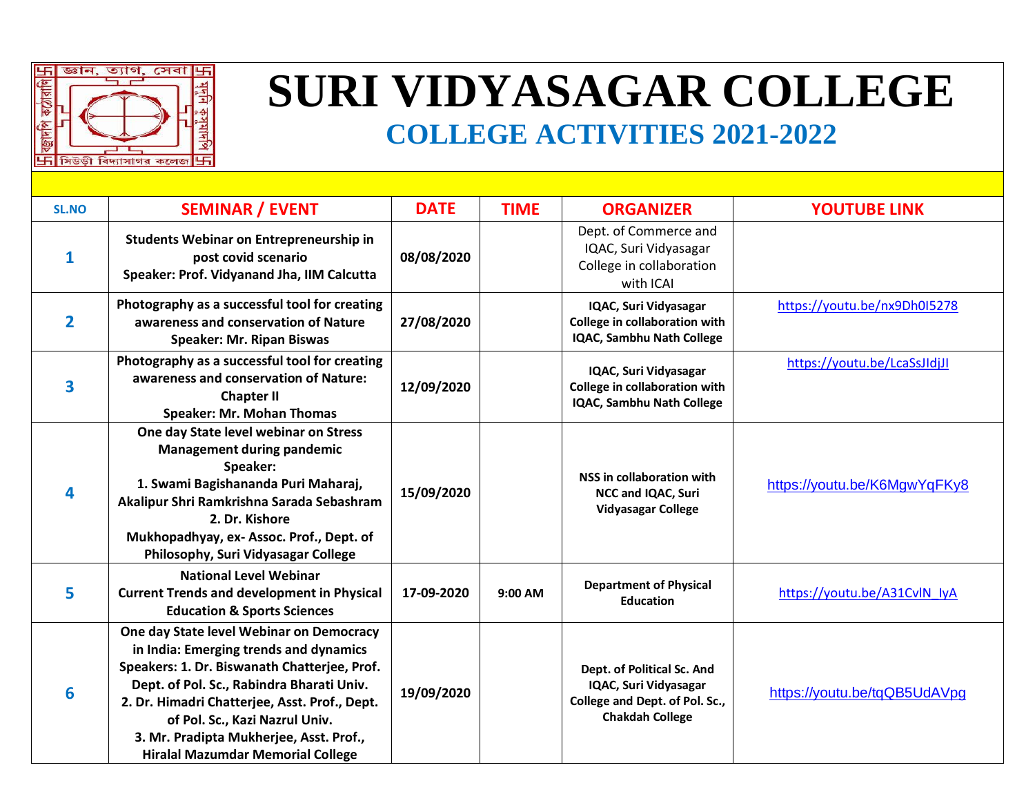# SURI VIDYASAGAR COLLEGE

## COLLEGE ACTIVITIES 2021-2022

| SL.NO | SEMINAR / EVENT | DATE | TIME | ORGANIZER | YOUTUBE LINK |
|---|---|---|---|---|---|
| 1 | **Students Webinar on Entrepreneurship in post covid scenario Speaker: Prof. Vidyanand Jha, IIM Calcutta** | 08/08/2020 | | Dept. of Commerce and IQAC, Suri Vidyasagar College in collaboration with ICAI | |
| 2 | **Photography as a successful tool for creating awareness and conservation of Nature Speaker: Mr. Ripan Biswas** | 27/08/2020 | | IQAC, Suri Vidyasagar College in collaboration with IQAC, Sambhu Nath College | https://youtu.be/nx9Dh0I5278 |
| 3 | **Photography as a successful tool for creating awareness and conservation of Nature: Chapter II Speaker: Mr. Mohan Thomas** | 12/09/2020 | | IQAC, Suri Vidyasagar College in collaboration with IQAC, Sambhu Nath College | https://youtu.be/LcaSsJIdjJI |
| 4 | **One day State level webinar on Stress Management during pandemic Speaker: 1. Swami Bagishananda Puri Maharaj, Akalipur Shri Ramkrishna Sarada Sebashram 2. Dr. Kishore Mukhopadhyay, ex- Assoc. Prof., Dept. of Philosophy, Suri Vidyasagar College** | 15/09/2020 | | NSS in collaboration with NCC and IQAC, Suri Vidyasagar College | https://youtu.be/K6MgwYqFKy8 |
| 5 | **National Level Webinar Current Trends and development in Physical Education & Sports Sciences** | 17-09-2020 | 9:00 AM | Department of Physical Education | https://youtu.be/A31CvlN_IyA |
| 6 | **One day State level Webinar on Democracy in India: Emerging trends and dynamics Speakers: 1. Dr. Biswanath Chatterjee, Prof. Dept. of Pol. Sc., Rabindra Bharati Univ. 2. Dr. Himadri Chatterjee, Asst. Prof., Dept. of Pol. Sc., Kazi Nazrul Univ. 3. Mr. Pradipta Mukherjee, Asst. Prof., Hiralal Mazumdar Memorial College** | 19/09/2020 | | Dept. of Political Sc. And IQAC, Suri Vidyasagar College and Dept. of Pol. Sc., Chakdah College | https://youtu.be/tqQB5UdAVpg |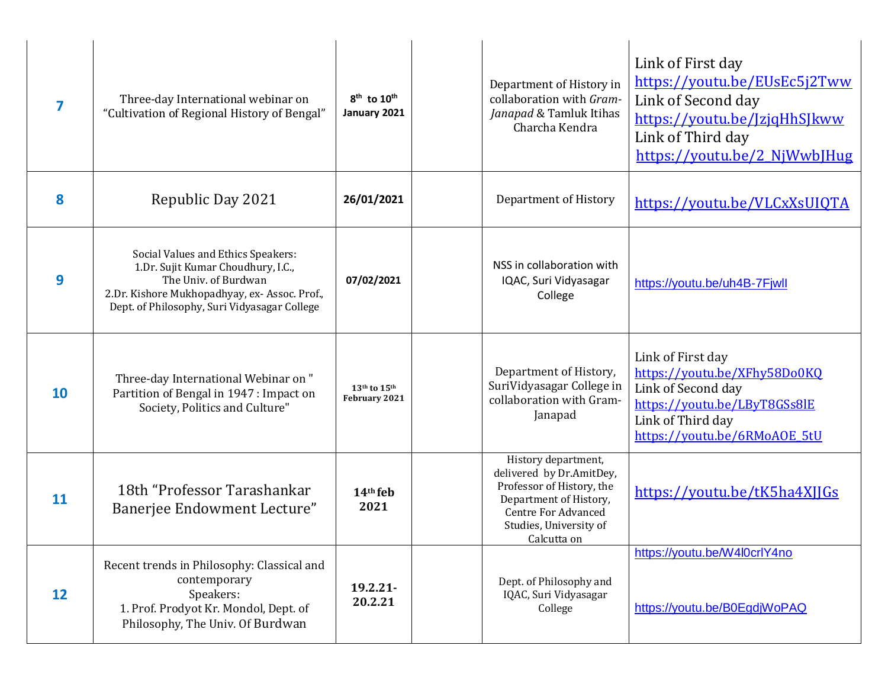| 7 | Three-day International webinar on "Cultivation of Regional History of Bengal" | 8th to 10th January 2021 | | Department of History in collaboration with *Gram-Janapad* & Tamluk Itihas Charcha Kendra | Link of First day https://youtu.be/EUsEc5j2Tww Link of Second day https://youtu.be/JzjqHhSJkww Link of Third day https://youtu.be/2_NjWwbJHug |
|---|---|---|---|---|---|
| 8 | Republic Day 2021 | 26/01/2021 | | Department of History | https://youtu.be/VLCxXsUIQTA |
| 9 | Social Values and Ethics Speakers: 1.Dr. Sujit Kumar Choudhury, I.C., The Univ. of Burdwan 2.Dr. Kishore Mukhopadhyay, ex- Assoc. Prof., Dept. of Philosophy, Suri Vidyasagar College | 07/02/2021 | | NSS in collaboration with IQAC, Suri Vidyasagar College | https://youtu.be/uh4B-7FjwlI |
| 10 | Three-day International Webinar on " Partition of Bengal in 1947 : Impact on Society, Politics and Culture" | 13th to 15th February 2021 | | Department of History, SuriVidyasagar College in collaboration with Gram-Janapad | Link of First day https://youtu.be/XFhy58Do0KQ Link of Second day https://youtu.be/LByT8GSs8lE Link of Third day https://youtu.be/6RMoAOE_5tU |
| 11 | 18th "Professor Tarashankar Banerjee Endowment Lecture" | 14th feb 2021 | | History department, delivered by Dr.AmitDey, Professor of History, the Department of History, Centre For Advanced Studies, University of Calcutta on | https://youtu.be/tK5ha4XJJGs |
| 12 | Recent trends in Philosophy: Classical and contemporary Speakers: 1. Prof. Prodyot Kr. Mondol, Dept. of Philosophy, The Univ. Of Burdwan | 19.2.21-20.2.21 | | Dept. of Philosophy and IQAC, Suri Vidyasagar College | https://youtu.be/W4l0crlY4no https://youtu.be/B0EgdjWoPAQ |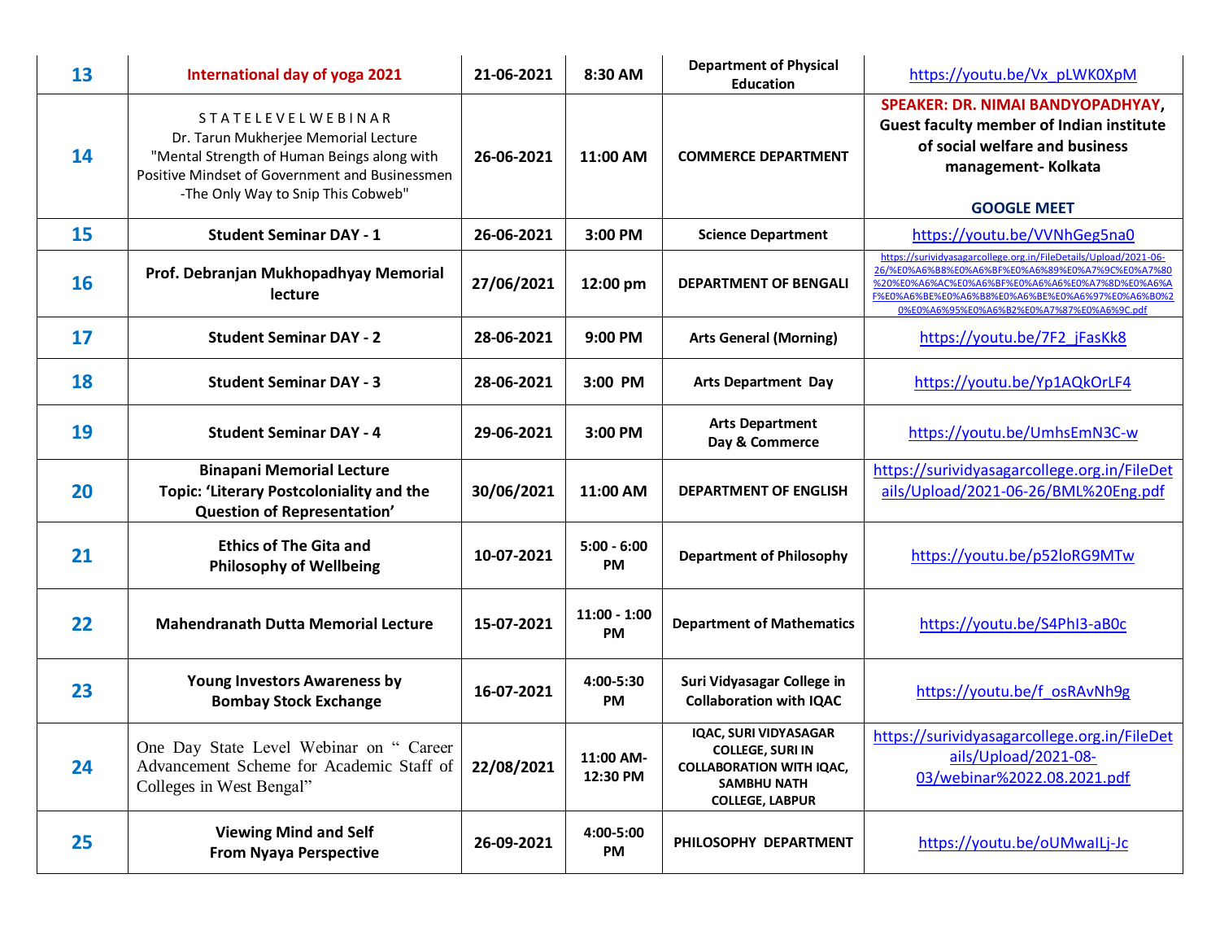| 13 | International day of yoga 2021 | 21-06-2021 | 8:30 AM | Department of Physical Education | https://youtu.be/Vx_pLWK0XpM |
|---|---|---|---|---|---|
| 14 | S T A T E L E V E L W E B I N A R<br>Dr. Tarun Mukherjee Memorial Lecture<br>"Mental Strength of Human Beings along with Positive Mindset of Government and Businessmen -The Only Way to Snip This Cobweb" | 26-06-2021 | 11:00 AM | COMMERCE DEPARTMENT | **SPEAKER: DR. NIMAI BANDYOPADHYAY**, Guest faculty member of Indian institute of social welfare and business management- Kolkata<br><br>GOOGLE MEET |
| 15 | Student Seminar DAY - 1 | 26-06-2021 | 3:00 PM | Science Department | https://youtu.be/VVNhGeg5na0 |
| 16 | Prof. Debranjan Mukhopadhyay Memorial lecture | 27/06/2021 | 12:00 pm | DEPARTMENT OF BENGALI | https://surividyasagarcollege.org.in/FileDetails/Upload/2021-06-26/%E0%A6%B8%E0%A6%BF%E0%A6%89%E0%A7%9C%E0%A7%80%20%E0%A6%AC%E0%A6%BF%E0%A6%A6%E0%A7%8D%E0%A6%AF%E0%A6%BE%E0%A6%B8%E0%A6%BE%E0%A6%97%E0%A6%B0%20%E0%A6%95%E0%A6%B2%E0%A7%87%E0%A6%9C.pdf |
| 17 | Student Seminar DAY - 2 | 28-06-2021 | 9:00 PM | Arts General (Morning) | https://youtu.be/7F2_jFasKk8 |
| 18 | Student Seminar DAY - 3 | 28-06-2021 | 3:00 PM | Arts Department Day | https://youtu.be/Yp1AQkOrLF4 |
| 19 | Student Seminar DAY - 4 | 29-06-2021 | 3:00 PM | Arts Department Day & Commerce | https://youtu.be/UmhsEmN3C-w |
| 20 | Binapani Memorial Lecture<br>Topic: 'Literary Postcoloniality and the Question of Representation' | 30/06/2021 | 11:00 AM | DEPARTMENT OF ENGLISH | https://surividyasagarcollege.org.in/FileDetails/Upload/2021-06-26/BML%20Eng.pdf |
| 21 | Ethics of The Gita and Philosophy of Wellbeing | 10-07-2021 | 5:00 - 6:00 PM | Department of Philosophy | https://youtu.be/p52loRG9MTw |
| 22 | Mahendranath Dutta Memorial Lecture | 15-07-2021 | 11:00 - 1:00 PM | Department of Mathematics | https://youtu.be/S4PhI3-aB0c |
| 23 | Young Investors Awareness by Bombay Stock Exchange | 16-07-2021 | 4:00-5:30 PM | Suri Vidyasagar College in Collaboration with IQAC | https://youtu.be/f_osRAvNh9g |
| 24 | One Day State Level Webinar on " Career Advancement Scheme for Academic Staff of Colleges in West Bengal" | 22/08/2021 | 11:00 AM-12:30 PM | IQAC, SURI VIDYASAGAR COLLEGE, SURI IN COLLABORATION WITH IQAC, SAMBHU NATH COLLEGE, LABPUR | https://surividyasagarcollege.org.in/FileDetails/Upload/2021-08-03/webinar%2022.08.2021.pdf |
| 25 | Viewing Mind and Self From Nyaya Perspective | 26-09-2021 | 4:00-5:00 PM | PHILOSOPHY DEPARTMENT | https://youtu.be/oUMwaILj-Jc |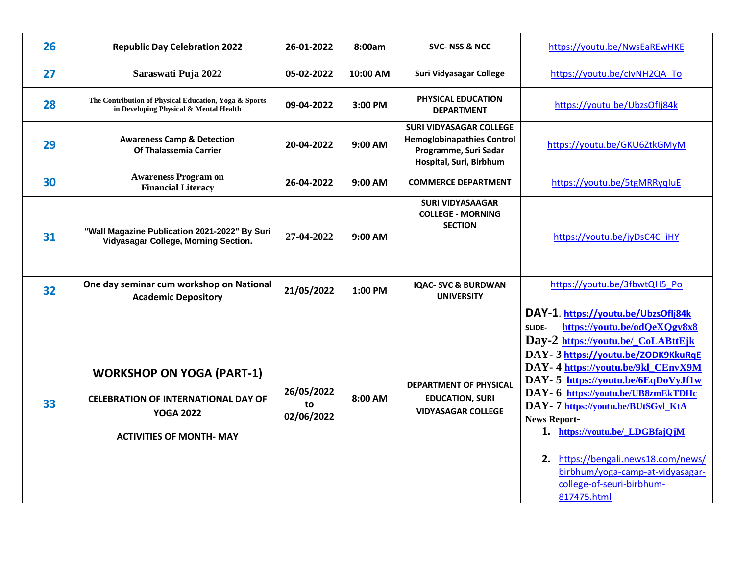| 26 | Republic Day Celebration 2022 | 26-01-2022 | 8:00am | SVC- NSS & NCC | https://youtu.be/NwsEaREwHKE |
|---|---|---|---|---|---|
| 27 | Saraswati Puja 2022 | 05-02-2022 | 10:00 AM | Suri Vidyasagar College | https://youtu.be/cIvNH2QA_To |
| 28 | The Contribution of Physical Education, Yoga & Sports in Developing Physical & Mental Health | 09-04-2022 | 3:00 PM | PHYSICAL EDUCATION DEPARTMENT | https://youtu.be/UbzsOfIj84k |
| 29 | Awareness Camp & Detection Of Thalassemia Carrier | 20-04-2022 | 9:00 AM | SURI VIDYASAGAR COLLEGE Hemoglobinapathies Control Programme, Suri Sadar Hospital, Suri, Birbhum | https://youtu.be/GKU6ZtkGMyM |
| 30 | Awareness Program on Financial Literacy | 26-04-2022 | 9:00 AM | COMMERCE DEPARTMENT | https://youtu.be/5tgMRRyqluE |
| 31 | "Wall Magazine Publication 2021-2022" By Suri Vidyasagar College, Morning Section. | 27-04-2022 | 9:00 AM | SURI VIDYASAAGAR COLLEGE - MORNING SECTION | https://youtu.be/jyDsC4C_iHY |
| 32 | One day seminar cum workshop on National Academic Depository | 21/05/2022 | 1:00 PM | IQAC- SVC & BURDWAN UNIVERSITY | https://youtu.be/3fbwtQH5_Po |
| 33 | **WORKSHOP ON YOGA (PART-1)** <br> **CELEBRATION OF INTERNATIONAL DAY OF YOGA 2022** <br> **ACTIVITIES OF MONTH- MAY** | 26/05/2022 to 02/06/2022 | 8:00 AM | DEPARTMENT OF PHYSICAL EDUCATION, SURI VIDYASAGAR COLLEGE | **DAY-1**. https://youtu.be/UbzsOfIj84k <br> SLIDE- https://youtu.be/odQeXQgv8x8 <br> **Day-2** https://youtu.be/_CoLABttEjk <br> **DAY- 3** https://youtu.be/ZODK9KkuRqE <br> **DAY- 4** https://youtu.be/9kl_CEnvX9M <br> **DAY- 5** https://youtu.be/6EqDoVyJf1w <br> **DAY- 6** https://youtu.be/UB8zmEkTDHc <br> **DAY- 7** https://youtu.be/BUtSGvl_KtA <br> **News Report-** <br> 1. https://youtu.be/_LDGBfajQjM <br> 2. https://bengali.news18.com/news/birbhum/yoga-camp-at-vidyasagar-college-of-seuri-birbhum-817475.html |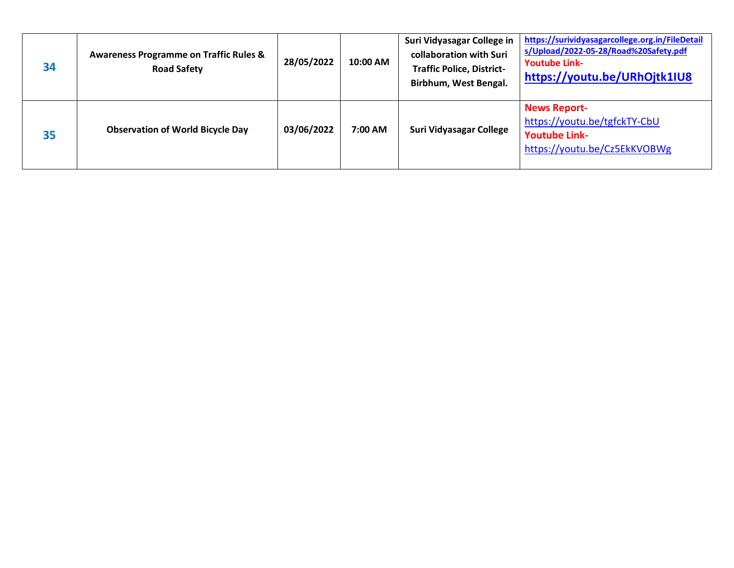| | | | | | |
|---|---|---|---|---|---|
| **34** | **Awareness Programme on Traffic Rules & Road Safety** | **28/05/2022** | **10:00 AM** | **Suri Vidyasagar College in collaboration with Suri Traffic Police, District-Birbhum, West Bengal.** | **https://surividyasagarcollege.org.in/FileDetails/Upload/2022-05-28/Road%20Safety.pdf** **Youtube Link-** **https://youtu.be/URhOjtk1IU8** |
| **35** | **Observation of World Bicycle Day** | **03/06/2022** | **7:00 AM** | **Suri Vidyasagar College** | **News Report-** https://youtu.be/tgfckTY-CbU **Youtube Link-** https://youtu.be/Cz5EkKVOBWg |